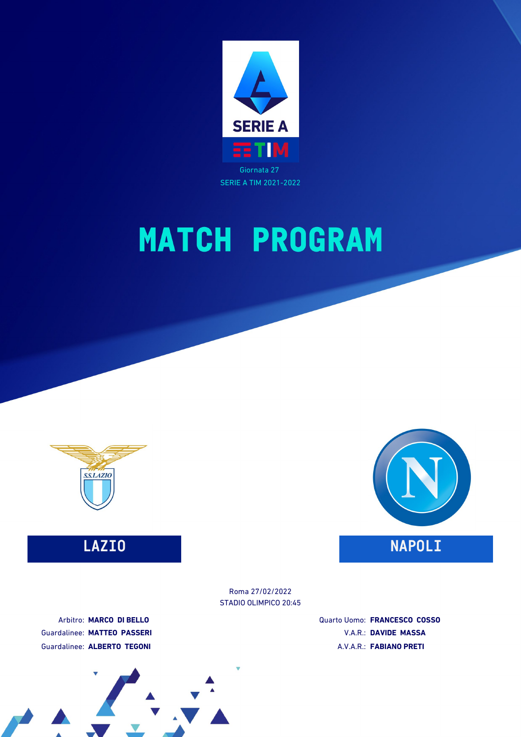SERIE A TIM

Giornata 27

SERIE A TIM 2021-2022

# MATCH PROGRAM

**LAZIO** — **NAPOLI**

Roma 27/02/2022

STADIO OLIMPICO 20:45

Arbitro: **MARCO DI BELLO**

Guardalinee: **MATTEO PASSERI**

Guardalinee: **ALBERTO TEGONI**

Quarto Uomo: **FRANCESCO COSSO**

V.A.R.: **DAVIDE MASSA**

A.V.A.R.: **FABIANO PRETI**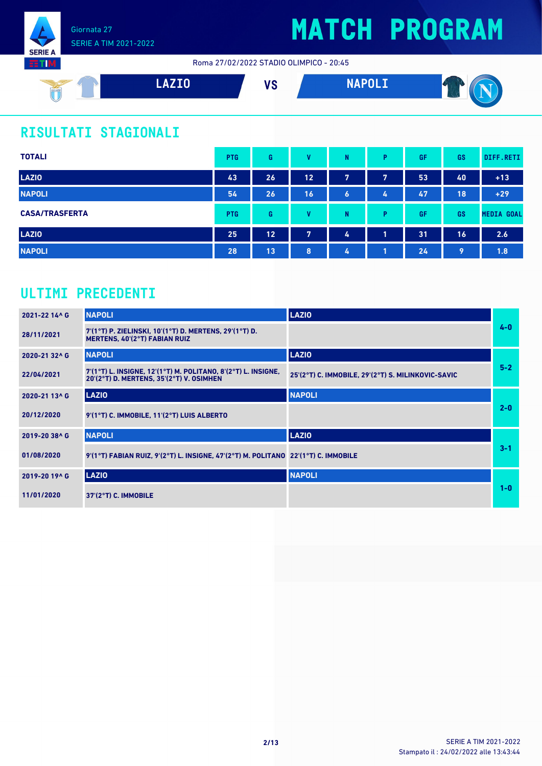Giornata 27
SERIE A TIM 2021-2022

# MATCH PROGRAM

Roma 27/02/2022 STADIO OLIMPICO - 20:45

**LAZIO** VS **NAPOLI**

## RISULTATI STAGIONALI

| TOTALI | PTG | G | V | N | P | GF | GS | DIFF.RETI |
|---|---|---|---|---|---|---|---|---|
| LAZIO | 43 | 26 | 12 | 7 | 7 | 53 | 40 | +13 |
| NAPOLI | 54 | 26 | 16 | 6 | 4 | 47 | 18 | +29 |

| CASA/TRASFERTA | PTG | G | V | N | P | GF | GS | MEDIA GOAL |
|---|---|---|---|---|---|---|---|---|
| LAZIO | 25 | 12 | 7 | 4 | 1 | 31 | 16 | 2.6 |
| NAPOLI | 28 | 13 | 8 | 4 | 1 | 24 | 9 | 1.8 |

## ULTIMI PRECEDENTI

| Giornata / Data | Casa | Trasferta | Risultato |
|---|---|---|---|
| 2021-22 14^ G | NAPOLI | LAZIO | 4-0 |
| 28/11/2021 | 7'(1°T) P. ZIELINSKI, 10'(1°T) D. MERTENS, 29'(1°T) D. MERTENS, 40'(2°T) FABIAN RUIZ | | |
| 2020-21 32^ G | NAPOLI | LAZIO | 5-2 |
| 22/04/2021 | 7'(1°T) L. INSIGNE, 12'(1°T) M. POLITANO, 8'(2°T) L. INSIGNE, 20'(2°T) D. MERTENS, 35'(2°T) V. OSIMHEN | 25'(2°T) C. IMMOBILE, 29'(2°T) S. MILINKOVIC-SAVIC | |
| 2020-21 13^ G | LAZIO | NAPOLI | 2-0 |
| 20/12/2020 | 9'(1°T) C. IMMOBILE, 11'(2°T) LUIS ALBERTO | | |
| 2019-20 38^ G | NAPOLI | LAZIO | 3-1 |
| 01/08/2020 | 9'(1°T) FABIAN RUIZ, 9'(2°T) L. INSIGNE, 47'(2°T) M. POLITANO | 22'(1°T) C. IMMOBILE | |
| 2019-20 19^ G | LAZIO | NAPOLI | 1-0 |
| 11/01/2020 | 37'(2°T) C. IMMOBILE | | |

SERIE A TIM 2021-2022
Stampato il : 24/02/2022 alle 13:43:44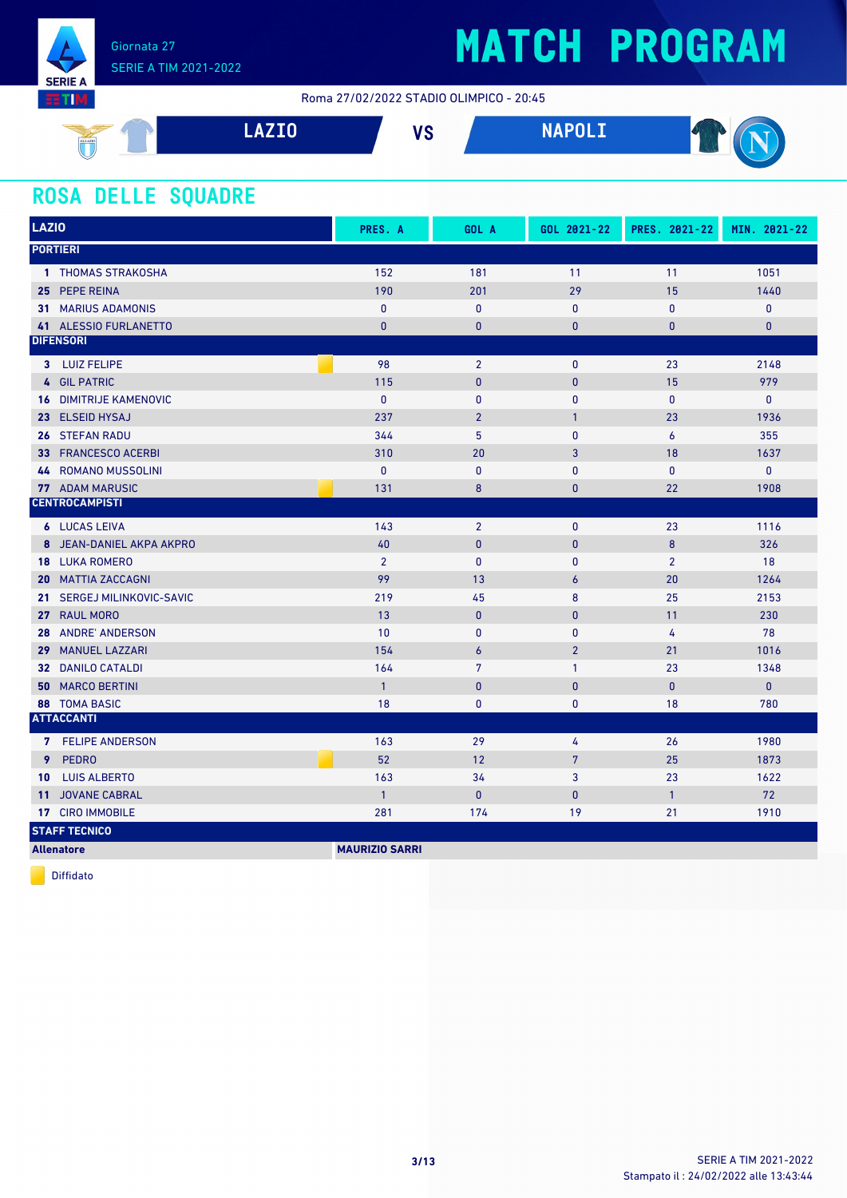Giornata 27
SERIE A TIM 2021-2022

# MATCH PROGRAM

Roma 27/02/2022 STADIO OLIMPICO - 20:45

**LAZIO** VS **NAPOLI**

## ROSA DELLE SQUADRE

| LAZIO | | PRES. A | GOL A | GOL 2021-22 | PRES. 2021-22 | MIN. 2021-22 |
|---|---|---|---|---|---|---|
| **PORTIERI** | | | | | | |
| 1 | THOMAS STRAKOSHA | 152 | 181 | 11 | 11 | 1051 |
| 25 | PEPE REINA | 190 | 201 | 29 | 15 | 1440 |
| 31 | MARIUS ADAMONIS | 0 | 0 | 0 | 0 | 0 |
| 41 | ALESSIO FURLANETTO | 0 | 0 | 0 | 0 | 0 |
| **DIFENSORI** | | | | | | |
| 3 | LUIZ FELIPE (Diffidato) | 98 | 2 | 0 | 23 | 2148 |
| 4 | GIL PATRIC | 115 | 0 | 0 | 15 | 979 |
| 16 | DIMITRIJE KAMENOVIC | 0 | 0 | 0 | 0 | 0 |
| 23 | ELSEID HYSAJ | 237 | 2 | 1 | 23 | 1936 |
| 26 | STEFAN RADU | 344 | 5 | 0 | 6 | 355 |
| 33 | FRANCESCO ACERBI | 310 | 20 | 3 | 18 | 1637 |
| 44 | ROMANO MUSSOLINI | 0 | 0 | 0 | 0 | 0 |
| 77 | ADAM MARUSIC (Diffidato) | 131 | 8 | 0 | 22 | 1908 |
| **CENTROCAMPISTI** | | | | | | |
| 6 | LUCAS LEIVA | 143 | 2 | 0 | 23 | 1116 |
| 8 | JEAN-DANIEL AKPA AKPRO | 40 | 0 | 0 | 8 | 326 |
| 18 | LUKA ROMERO | 2 | 0 | 0 | 2 | 18 |
| 20 | MATTIA ZACCAGNI | 99 | 13 | 6 | 20 | 1264 |
| 21 | SERGEJ MILINKOVIC-SAVIC | 219 | 45 | 8 | 25 | 2153 |
| 27 | RAUL MORO | 13 | 0 | 0 | 11 | 230 |
| 28 | ANDRE' ANDERSON | 10 | 0 | 0 | 4 | 78 |
| 29 | MANUEL LAZZARI | 154 | 6 | 2 | 21 | 1016 |
| 32 | DANILO CATALDI | 164 | 7 | 1 | 23 | 1348 |
| 50 | MARCO BERTINI | 1 | 0 | 0 | 0 | 0 |
| 88 | TOMA BASIC | 18 | 0 | 0 | 18 | 780 |
| **ATTACCANTI** | | | | | | |
| 7 | FELIPE ANDERSON | 163 | 29 | 4 | 26 | 1980 |
| 9 | PEDRO (Diffidato) | 52 | 12 | 7 | 25 | 1873 |
| 10 | LUIS ALBERTO | 163 | 34 | 3 | 23 | 1622 |
| 11 | JOVANE CABRAL | 1 | 0 | 0 | 1 | 72 |
| 17 | CIRO IMMOBILE | 281 | 174 | 19 | 21 | 1910 |
| **STAFF TECNICO** | | | | | | |
| **Allenatore** | | **MAURIZIO SARRI** | | | | |

Diffidato

SERIE A TIM 2021-2022
Stampato il : 24/02/2022 alle 13:43:44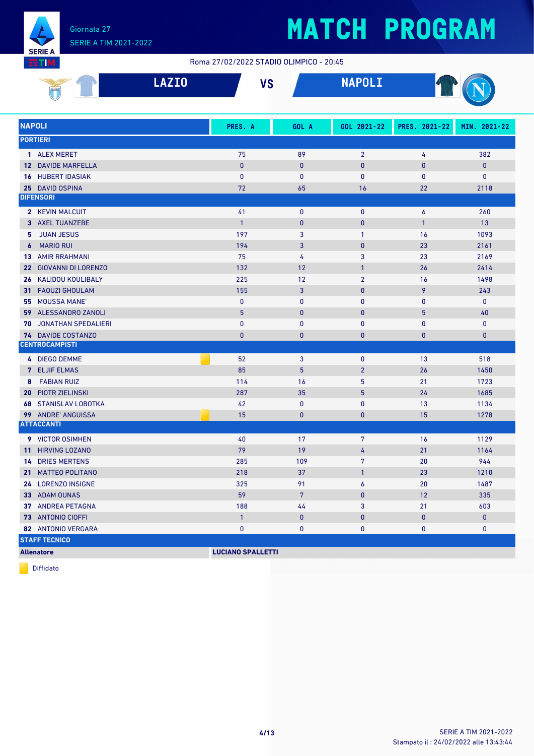# MATCH PROGRAM

Giornata 27
SERIE A TIM 2021-2022

Roma 27/02/2022 STADIO OLIMPICO - 20:45

## LAZIO VS NAPOLI

| NAPOLI | PRES. A | GOL A | GOL 2021-22 | PRES. 2021-22 | MIN. 2021-22 |
|---|---|---|---|---|---|
| **PORTIERI** | | | | | |
| 1 ALEX MERET | 75 | 89 | 2 | 4 | 382 |
| 12 DAVIDE MARFELLA | 0 | 0 | 0 | 0 | 0 |
| 16 HUBERT IDASIAK | 0 | 0 | 0 | 0 | 0 |
| 25 DAVID OSPINA | 72 | 65 | 16 | 22 | 2118 |
| **DIFENSORI** | | | | | |
| 2 KEVIN MALCUIT | 41 | 0 | 0 | 6 | 260 |
| 3 AXEL TUANZEBE | 1 | 0 | 0 | 1 | 13 |
| 5 JUAN JESUS | 197 | 3 | 1 | 16 | 1093 |
| 6 MARIO RUI | 194 | 3 | 0 | 23 | 2161 |
| 13 AMIR RRAHMANI | 75 | 4 | 3 | 23 | 2169 |
| 22 GIOVANNI DI LORENZO | 132 | 12 | 1 | 26 | 2414 |
| 26 KALIDOU KOULIBALY | 225 | 12 | 2 | 16 | 1498 |
| 31 FAOUZI GHOULAM | 155 | 3 | 0 | 9 | 243 |
| 55 MOUSSA MANE' | 0 | 0 | 0 | 0 | 0 |
| 59 ALESSANDRO ZANOLI | 5 | 0 | 0 | 5 | 40 |
| 70 JONATHAN SPEDALIERI | 0 | 0 | 0 | 0 | 0 |
| 74 DAVIDE COSTANZO | 0 | 0 | 0 | 0 | 0 |
| **CENTROCAMPISTI** | | | | | |
| 4 DIEGO DEMME (Diffidato) | 52 | 3 | 0 | 13 | 518 |
| 7 ELJIF ELMAS | 85 | 5 | 2 | 26 | 1450 |
| 8 FABIAN RUIZ | 114 | 16 | 5 | 21 | 1723 |
| 20 PIOTR ZIELINSKI | 287 | 35 | 5 | 24 | 1685 |
| 68 STANISLAV LOBOTKA | 42 | 0 | 0 | 13 | 1134 |
| 99 ANDRE' ANGUISSA (Diffidato) | 15 | 0 | 0 | 15 | 1278 |
| **ATTACCANTI** | | | | | |
| 9 VICTOR OSIMHEN | 40 | 17 | 7 | 16 | 1129 |
| 11 HIRVING LOZANO | 79 | 19 | 4 | 21 | 1164 |
| 14 DRIES MERTENS | 285 | 109 | 7 | 20 | 944 |
| 21 MATTEO POLITANO | 218 | 37 | 1 | 23 | 1210 |
| 24 LORENZO INSIGNE | 325 | 91 | 6 | 20 | 1487 |
| 33 ADAM OUNAS | 59 | 7 | 0 | 12 | 335 |
| 37 ANDREA PETAGNA | 188 | 44 | 3 | 21 | 603 |
| 73 ANTONIO CIOFFI | 1 | 0 | 0 | 0 | 0 |
| 82 ANTONIO VERGARA | 0 | 0 | 0 | 0 | 0 |

**STAFF TECNICO**

**Allenatore**: **LUCIANO SPALLETTI**

Diffidato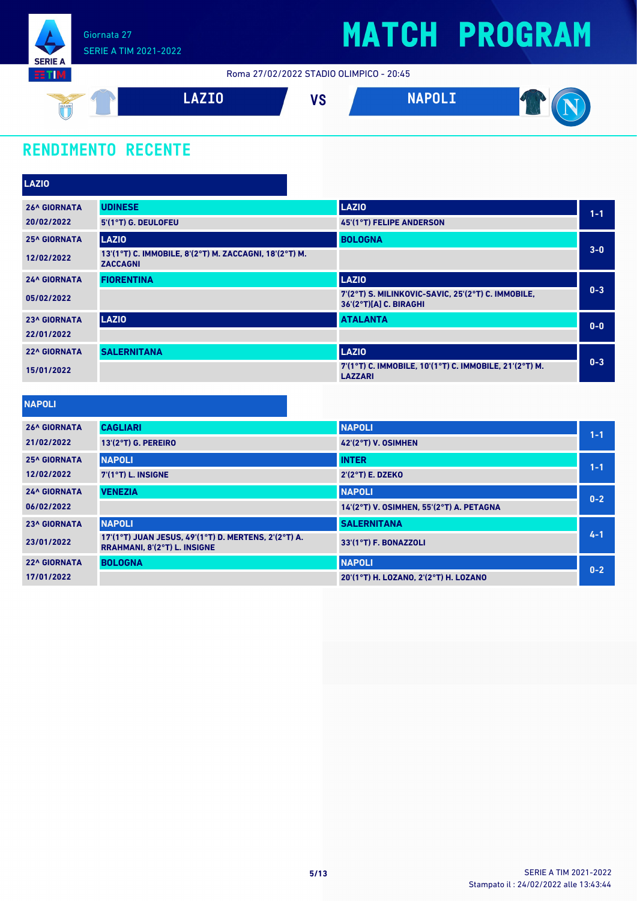Giornata 27
SERIE A TIM 2021-2022

# MATCH PROGRAM

Roma 27/02/2022 STADIO OLIMPICO - 20:45

**LAZIO** VS **NAPOLI**

## RENDIMENTO RECENTE

### LAZIO

| Giornata | Casa | Ospite | Risultato |
|---|---|---|---|
| 26^ GIORNATA 20/02/2022 | UDINESE<br>5'(1°T) G. DEULOFEU | LAZIO<br>45'(1°T) FELIPE ANDERSON | 1-1 |
| 25^ GIORNATA 12/02/2022 | LAZIO<br>13'(1°T) C. IMMOBILE, 8'(2°T) M. ZACCAGNI, 18'(2°T) M. ZACCAGNI | BOLOGNA | 3-0 |
| 24^ GIORNATA 05/02/2022 | FIORENTINA | LAZIO<br>7'(2°T) S. MILINKOVIC-SAVIC, 25'(2°T) C. IMMOBILE, 36'(2°T)[A] C. BIRAGHI | 0-3 |
| 23^ GIORNATA 22/01/2022 | LAZIO | ATALANTA | 0-0 |
| 22^ GIORNATA 15/01/2022 | SALERNITANA | LAZIO<br>7'(1°T) C. IMMOBILE, 10'(1°T) C. IMMOBILE, 21'(2°T) M. LAZZARI | 0-3 |

### NAPOLI

| Giornata | Casa | Ospite | Risultato |
|---|---|---|---|
| 26^ GIORNATA 21/02/2022 | CAGLIARI<br>13'(2°T) G. PEREIRO | NAPOLI<br>42'(2°T) V. OSIMHEN | 1-1 |
| 25^ GIORNATA 12/02/2022 | NAPOLI<br>7'(1°T) L. INSIGNE | INTER<br>2'(2°T) E. DZEKO | 1-1 |
| 24^ GIORNATA 06/02/2022 | VENEZIA | NAPOLI<br>14'(2°T) V. OSIMHEN, 55'(2°T) A. PETAGNA | 0-2 |
| 23^ GIORNATA 23/01/2022 | NAPOLI<br>17'(1°T) JUAN JESUS, 49'(1°T) D. MERTENS, 2'(2°T) A. RRAHMANI, 8'(2°T) L. INSIGNE | SALERNITANA<br>33'(1°T) F. BONAZZOLI | 4-1 |
| 22^ GIORNATA 17/01/2022 | BOLOGNA | NAPOLI<br>20'(1°T) H. LOZANO, 2'(2°T) H. LOZANO | 0-2 |

SERIE A TIM 2021-2022
Stampato il : 24/02/2022 alle 13:43:44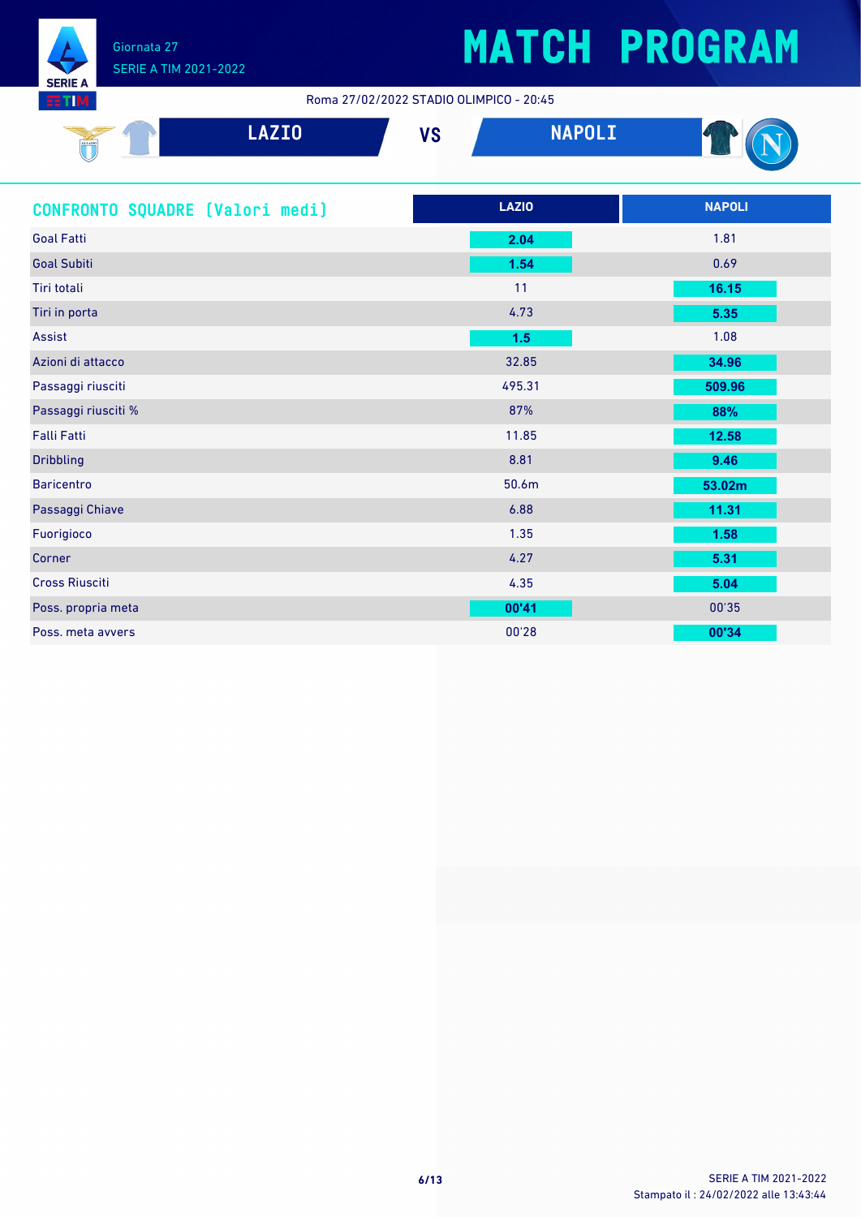# MATCH PROGRAM

Giornata 27
SERIE A TIM 2021-2022

Roma 27/02/2022 STADIO OLIMPICO - 20:45

**LAZIO** VS **NAPOLI**

## CONFRONTO SQUADRE [Valori medi]

| | LAZIO | NAPOLI |
|---|---|---|
| Goal Fatti | **2.04** | 1.81 |
| Goal Subiti | **1.54** | 0.69 |
| Tiri totali | 11 | **16.15** |
| Tiri in porta | 4.73 | **5.35** |
| Assist | **1.5** | 1.08 |
| Azioni di attacco | 32.85 | **34.96** |
| Passaggi riusciti | 495.31 | **509.96** |
| Passaggi riusciti % | 87% | **88%** |
| Falli Fatti | 11.85 | **12.58** |
| Dribbling | 8.81 | **9.46** |
| Baricentro | 50.6m | **53.02m** |
| Passaggi Chiave | 6.88 | **11.31** |
| Fuorigioco | 1.35 | **1.58** |
| Corner | 4.27 | **5.31** |
| Cross Riusciti | 4.35 | **5.04** |
| Poss. propria meta | **00'41** | 00'35 |
| Poss. meta avvers | 00'28 | **00'34** |

SERIE A TIM 2021-2022
Stampato il : 24/02/2022 alle 13:43:44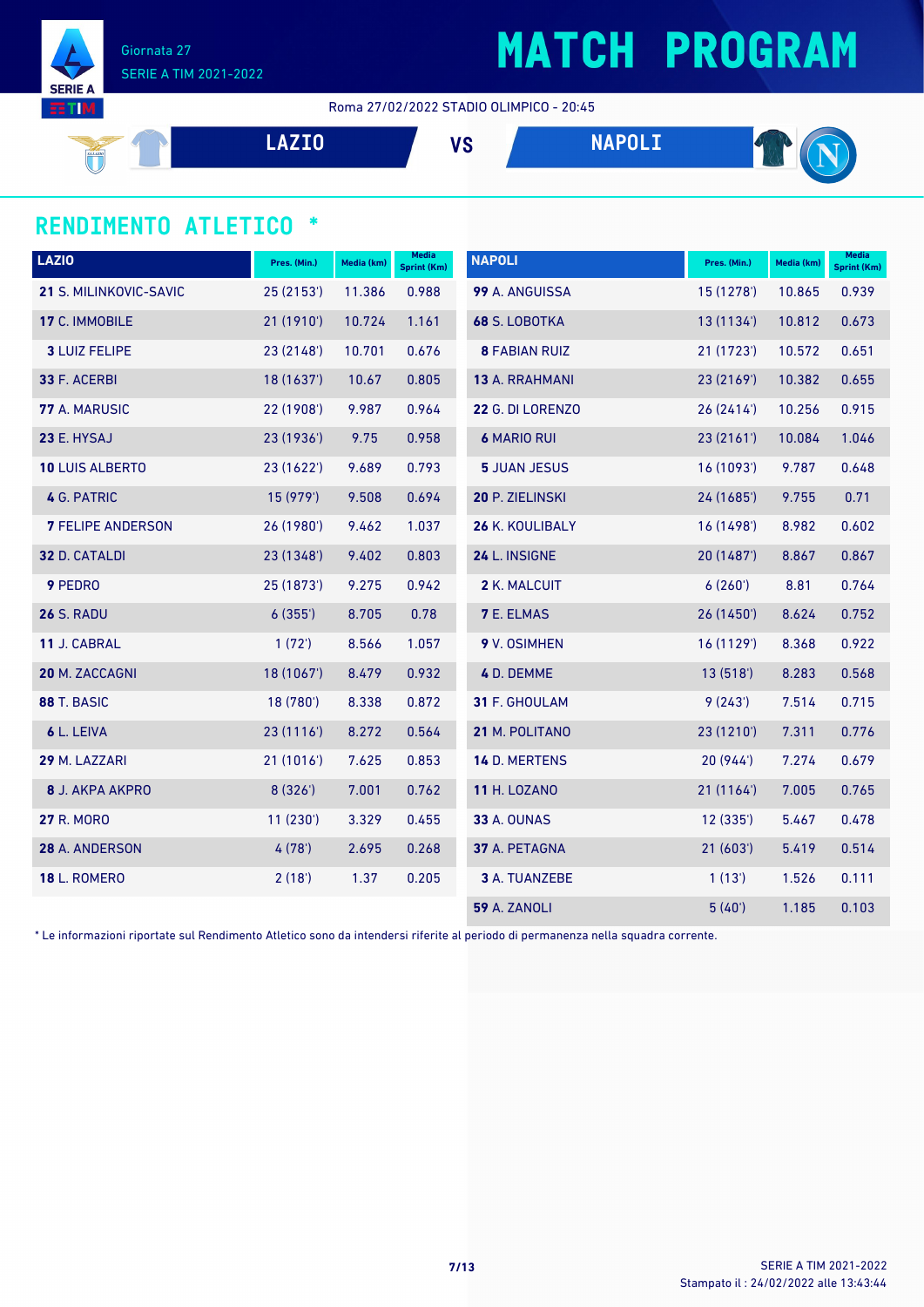# MATCH PROGRAM

Giornata 27
SERIE A TIM 2021-2022

Roma 27/02/2022 STADIO OLIMPICO - 20:45

**LAZIO** VS **NAPOLI**

## RENDIMENTO ATLETICO *

| LAZIO | Pres. (Min.) | Media (km) | Media Sprint (Km) |
|---|---|---|---|
| **21** S. MILINKOVIC-SAVIC | 25 (2153') | 11.386 | 0.988 |
| **17** C. IMMOBILE | 21 (1910') | 10.724 | 1.161 |
| **3** LUIZ FELIPE | 23 (2148') | 10.701 | 0.676 |
| **33** F. ACERBI | 18 (1637') | 10.67 | 0.805 |
| **77** A. MARUSIC | 22 (1908') | 9.987 | 0.964 |
| **23** E. HYSAJ | 23 (1936') | 9.75 | 0.958 |
| **10** LUIS ALBERTO | 23 (1622') | 9.689 | 0.793 |
| **4** G. PATRIC | 15 (979') | 9.508 | 0.694 |
| **7** FELIPE ANDERSON | 26 (1980') | 9.462 | 1.037 |
| **32** D. CATALDI | 23 (1348') | 9.402 | 0.803 |
| **9** PEDRO | 25 (1873') | 9.275 | 0.942 |
| **26** S. RADU | 6 (355') | 8.705 | 0.78 |
| **11** J. CABRAL | 1 (72') | 8.566 | 1.057 |
| **20** M. ZACCAGNI | 18 (1067') | 8.479 | 0.932 |
| **88** T. BASIC | 18 (780') | 8.338 | 0.872 |
| **6** L. LEIVA | 23 (1116') | 8.272 | 0.564 |
| **29** M. LAZZARI | 21 (1016') | 7.625 | 0.853 |
| **8** J. AKPA AKPRO | 8 (326') | 7.001 | 0.762 |
| **27** R. MORO | 11 (230') | 3.329 | 0.455 |
| **28** A. ANDERSON | 4 (78') | 2.695 | 0.268 |
| **18** L. ROMERO | 2 (18') | 1.37 | 0.205 |

| NAPOLI | Pres. (Min.) | Media (km) | Media Sprint (Km) |
|---|---|---|---|
| **99** A. ANGUISSA | 15 (1278') | 10.865 | 0.939 |
| **68** S. LOBOTKA | 13 (1134') | 10.812 | 0.673 |
| **8** FABIAN RUIZ | 21 (1723') | 10.572 | 0.651 |
| **13** A. RRAHMANI | 23 (2169') | 10.382 | 0.655 |
| **22** G. DI LORENZO | 26 (2414') | 10.256 | 0.915 |
| **6** MARIO RUI | 23 (2161') | 10.084 | 1.046 |
| **5** JUAN JESUS | 16 (1093') | 9.787 | 0.648 |
| **20** P. ZIELINSKI | 24 (1685') | 9.755 | 0.71 |
| **26** K. KOULIBALY | 16 (1498') | 8.982 | 0.602 |
| **24** L. INSIGNE | 20 (1487') | 8.867 | 0.867 |
| **2** K. MALCUIT | 6 (260') | 8.81 | 0.764 |
| **7** E. ELMAS | 26 (1450') | 8.624 | 0.752 |
| **9** V. OSIMHEN | 16 (1129') | 8.368 | 0.922 |
| **4** D. DEMME | 13 (518') | 8.283 | 0.568 |
| **31** F. GHOULAM | 9 (243') | 7.514 | 0.715 |
| **21** M. POLITANO | 23 (1210') | 7.311 | 0.776 |
| **14** D. MERTENS | 20 (944') | 7.274 | 0.679 |
| **11** H. LOZANO | 21 (1164') | 7.005 | 0.765 |
| **33** A. OUNAS | 12 (335') | 5.467 | 0.478 |
| **37** A. PETAGNA | 21 (603') | 5.419 | 0.514 |
| **3** A. TUANZEBE | 1 (13') | 1.526 | 0.111 |
| **59** A. ZANOLI | 5 (40') | 1.185 | 0.103 |

* Le informazioni riportate sul Rendimento Atletico sono da intendersi riferite al periodo di permanenza nella squadra corrente.

SERIE A TIM 2021-2022
Stampato il : 24/02/2022 alle 13:43:44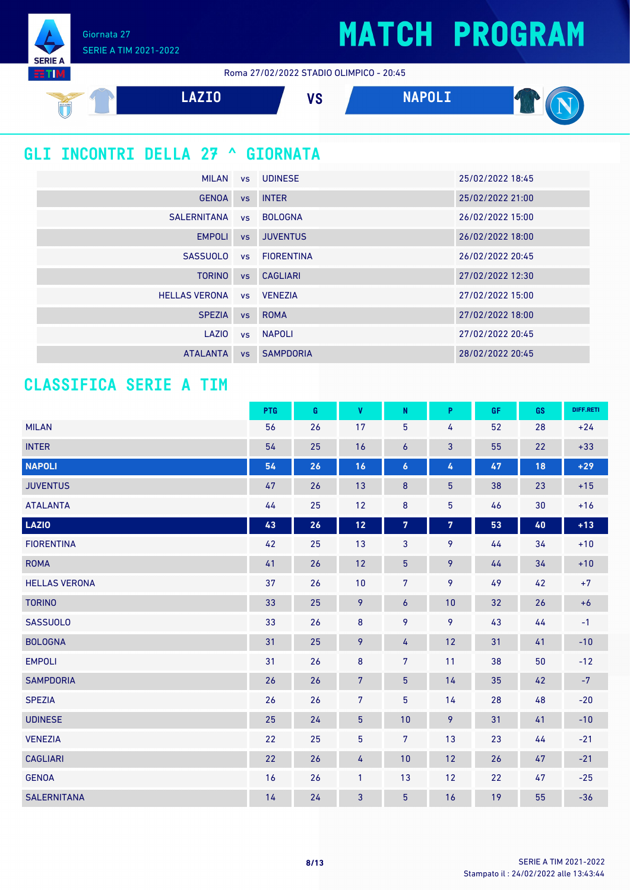# MATCH PROGRAM

Giornata 27
SERIE A TIM 2021-2022

Roma 27/02/2022 STADIO OLIMPICO - 20:45

**LAZIO** VS **NAPOLI**

## GLI INCONTRI DELLA 27 ^ GIORNATA

| | | | |
|---|---|---|---|
| MILAN | vs | UDINESE | 25/02/2022 18:45 |
| GENOA | vs | INTER | 25/02/2022 21:00 |
| SALERNITANA | vs | BOLOGNA | 26/02/2022 15:00 |
| EMPOLI | vs | JUVENTUS | 26/02/2022 18:00 |
| SASSUOLO | vs | FIORENTINA | 26/02/2022 20:45 |
| TORINO | vs | CAGLIARI | 27/02/2022 12:30 |
| HELLAS VERONA | vs | VENEZIA | 27/02/2022 15:00 |
| SPEZIA | vs | ROMA | 27/02/2022 18:00 |
| LAZIO | vs | NAPOLI | 27/02/2022 20:45 |
| ATALANTA | vs | SAMPDORIA | 28/02/2022 20:45 |

## CLASSIFICA SERIE A TIM

| | PTG | G | V | N | P | GF | GS | DIFF.RETI |
|---|---|---|---|---|---|---|---|---|
| MILAN | 56 | 26 | 17 | 5 | 4 | 52 | 28 | +24 |
| INTER | 54 | 25 | 16 | 6 | 3 | 55 | 22 | +33 |
| **NAPOLI** | **54** | **26** | **16** | **6** | **4** | **47** | **18** | **+29** |
| JUVENTUS | 47 | 26 | 13 | 8 | 5 | 38 | 23 | +15 |
| ATALANTA | 44 | 25 | 12 | 8 | 5 | 46 | 30 | +16 |
| **LAZIO** | **43** | **26** | **12** | **7** | **7** | **53** | **40** | **+13** |
| FIORENTINA | 42 | 25 | 13 | 3 | 9 | 44 | 34 | +10 |
| ROMA | 41 | 26 | 12 | 5 | 9 | 44 | 34 | +10 |
| HELLAS VERONA | 37 | 26 | 10 | 7 | 9 | 49 | 42 | +7 |
| TORINO | 33 | 25 | 9 | 6 | 10 | 32 | 26 | +6 |
| SASSUOLO | 33 | 26 | 8 | 9 | 9 | 43 | 44 | -1 |
| BOLOGNA | 31 | 25 | 9 | 4 | 12 | 31 | 41 | -10 |
| EMPOLI | 31 | 26 | 8 | 7 | 11 | 38 | 50 | -12 |
| SAMPDORIA | 26 | 26 | 7 | 5 | 14 | 35 | 42 | -7 |
| SPEZIA | 26 | 26 | 7 | 5 | 14 | 28 | 48 | -20 |
| UDINESE | 25 | 24 | 5 | 10 | 9 | 31 | 41 | -10 |
| VENEZIA | 22 | 25 | 5 | 7 | 13 | 23 | 44 | -21 |
| CAGLIARI | 22 | 26 | 4 | 10 | 12 | 26 | 47 | -21 |
| GENOA | 16 | 26 | 1 | 13 | 12 | 22 | 47 | -25 |
| SALERNITANA | 14 | 24 | 3 | 5 | 16 | 19 | 55 | -36 |

SERIE A TIM 2021-2022
Stampato il : 24/02/2022 alle 13:43:44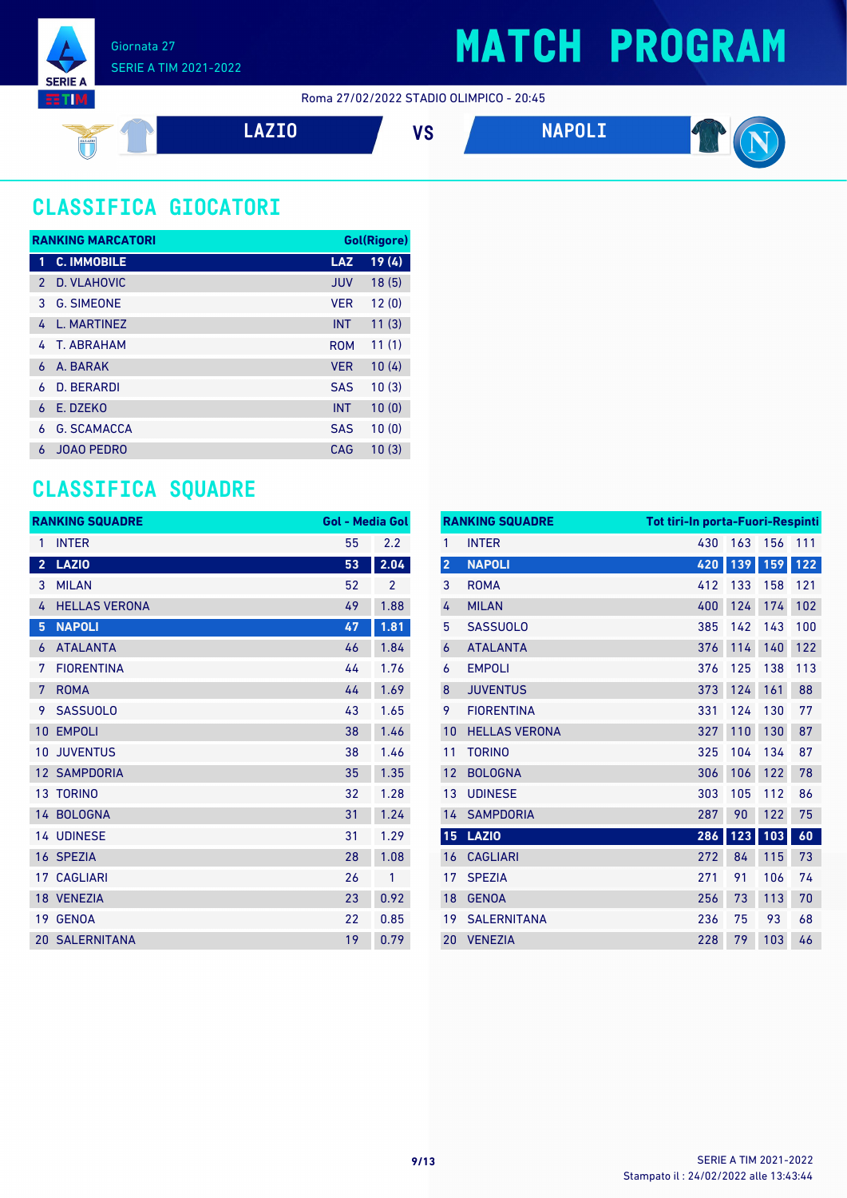# MATCH PROGRAM

Giornata 27
SERIE A TIM 2021-2022

Roma 27/02/2022 STADIO OLIMPICO - 20:45

**LAZIO** VS **NAPOLI**

## CLASSIFICA GIOCATORI

| RANKING MARCATORI | | | Gol(Rigore) |
|---|---|---|---|
| 1 | C. IMMOBILE | LAZ | 19 (4) |
| 2 | D. VLAHOVIC | JUV | 18 (5) |
| 3 | G. SIMEONE | VER | 12 (0) |
| 4 | L. MARTINEZ | INT | 11 (3) |
| 4 | T. ABRAHAM | ROM | 11 (1) |
| 6 | A. BARAK | VER | 10 (4) |
| 6 | D. BERARDI | SAS | 10 (3) |
| 6 | E. DZEKO | INT | 10 (0) |
| 6 | G. SCAMACCA | SAS | 10 (0) |
| 6 | JOAO PEDRO | CAG | 10 (3) |

## CLASSIFICA SQUADRE

| RANKING SQUADRE | | Gol | Media Gol |
|---|---|---|---|
| 1 | INTER | 55 | 2.2 |
| 2 | LAZIO | 53 | 2.04 |
| 3 | MILAN | 52 | 2 |
| 4 | HELLAS VERONA | 49 | 1.88 |
| 5 | NAPOLI | 47 | 1.81 |
| 6 | ATALANTA | 46 | 1.84 |
| 7 | FIORENTINA | 44 | 1.76 |
| 7 | ROMA | 44 | 1.69 |
| 9 | SASSUOLO | 43 | 1.65 |
| 10 | EMPOLI | 38 | 1.46 |
| 10 | JUVENTUS | 38 | 1.46 |
| 12 | SAMPDORIA | 35 | 1.35 |
| 13 | TORINO | 32 | 1.28 |
| 14 | BOLOGNA | 31 | 1.24 |
| 14 | UDINESE | 31 | 1.29 |
| 16 | SPEZIA | 28 | 1.08 |
| 17 | CAGLIARI | 26 | 1 |
| 18 | VENEZIA | 23 | 0.92 |
| 19 | GENOA | 22 | 0.85 |
| 20 | SALERNITANA | 19 | 0.79 |

| RANKING SQUADRE | | Tot tiri | In porta | Fuori | Respinti |
|---|---|---|---|---|---|
| 1 | INTER | 430 | 163 | 156 | 111 |
| 2 | NAPOLI | 420 | 139 | 159 | 122 |
| 3 | ROMA | 412 | 133 | 158 | 121 |
| 4 | MILAN | 400 | 124 | 174 | 102 |
| 5 | SASSUOLO | 385 | 142 | 143 | 100 |
| 6 | ATALANTA | 376 | 114 | 140 | 122 |
| 6 | EMPOLI | 376 | 125 | 138 | 113 |
| 8 | JUVENTUS | 373 | 124 | 161 | 88 |
| 9 | FIORENTINA | 331 | 124 | 130 | 77 |
| 10 | HELLAS VERONA | 327 | 110 | 130 | 87 |
| 11 | TORINO | 325 | 104 | 134 | 87 |
| 12 | BOLOGNA | 306 | 106 | 122 | 78 |
| 13 | UDINESE | 303 | 105 | 112 | 86 |
| 14 | SAMPDORIA | 287 | 90 | 122 | 75 |
| 15 | LAZIO | 286 | 123 | 103 | 60 |
| 16 | CAGLIARI | 272 | 84 | 115 | 73 |
| 17 | SPEZIA | 271 | 91 | 106 | 74 |
| 18 | GENOA | 256 | 73 | 113 | 70 |
| 19 | SALERNITANA | 236 | 75 | 93 | 68 |
| 20 | VENEZIA | 228 | 79 | 103 | 46 |

Stampato il : 24/02/2022 alle 13:43:44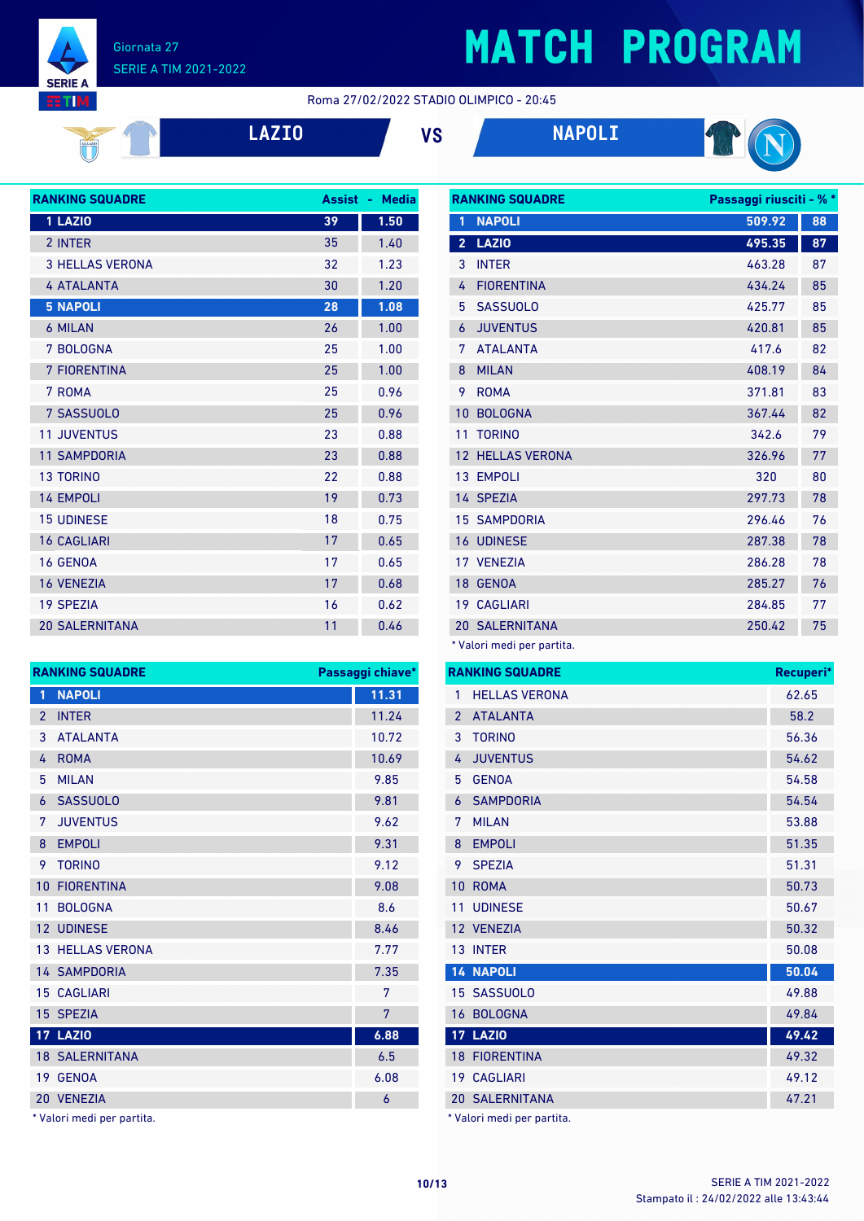# MATCH PROGRAM

Giornata 27
SERIE A TIM 2021-2022

Roma 27/02/2022 STADIO OLIMPICO - 20:45

**LAZIO** VS **NAPOLI**

| RANKING SQUADRE | Assist | Media |
|---|---|---|
| 1 LAZIO | 39 | 1.50 |
| 2 INTER | 35 | 1.40 |
| 3 HELLAS VERONA | 32 | 1.23 |
| 4 ATALANTA | 30 | 1.20 |
| 5 NAPOLI | 28 | 1.08 |
| 6 MILAN | 26 | 1.00 |
| 7 BOLOGNA | 25 | 1.00 |
| 7 FIORENTINA | 25 | 1.00 |
| 7 ROMA | 25 | 0.96 |
| 7 SASSUOLO | 25 | 0.96 |
| 11 JUVENTUS | 23 | 0.88 |
| 11 SAMPDORIA | 23 | 0.88 |
| 13 TORINO | 22 | 0.88 |
| 14 EMPOLI | 19 | 0.73 |
| 15 UDINESE | 18 | 0.75 |
| 16 CAGLIARI | 17 | 0.65 |
| 16 GENOA | 17 | 0.65 |
| 16 VENEZIA | 17 | 0.68 |
| 19 SPEZIA | 16 | 0.62 |
| 20 SALERNITANA | 11 | 0.46 |

| RANKING SQUADRE | Passaggi riusciti | % * |
|---|---|---|
| 1 NAPOLI | 509.92 | 88 |
| 2 LAZIO | 495.35 | 87 |
| 3 INTER | 463.28 | 87 |
| 4 FIORENTINA | 434.24 | 85 |
| 5 SASSUOLO | 425.77 | 85 |
| 6 JUVENTUS | 420.81 | 85 |
| 7 ATALANTA | 417.6 | 82 |
| 8 MILAN | 408.19 | 84 |
| 9 ROMA | 371.81 | 83 |
| 10 BOLOGNA | 367.44 | 82 |
| 11 TORINO | 342.6 | 79 |
| 12 HELLAS VERONA | 326.96 | 77 |
| 13 EMPOLI | 320 | 80 |
| 14 SPEZIA | 297.73 | 78 |
| 15 SAMPDORIA | 296.46 | 76 |
| 16 UDINESE | 287.38 | 78 |
| 17 VENEZIA | 286.28 | 78 |
| 18 GENOA | 285.27 | 76 |
| 19 CAGLIARI | 284.85 | 77 |
| 20 SALERNITANA | 250.42 | 75 |

\* Valori medi per partita.

| RANKING SQUADRE | Passaggi chiave* |
|---|---|
| 1 NAPOLI | 11.31 |
| 2 INTER | 11.24 |
| 3 ATALANTA | 10.72 |
| 4 ROMA | 10.69 |
| 5 MILAN | 9.85 |
| 6 SASSUOLO | 9.81 |
| 7 JUVENTUS | 9.62 |
| 8 EMPOLI | 9.31 |
| 9 TORINO | 9.12 |
| 10 FIORENTINA | 9.08 |
| 11 BOLOGNA | 8.6 |
| 12 UDINESE | 8.46 |
| 13 HELLAS VERONA | 7.77 |
| 14 SAMPDORIA | 7.35 |
| 15 CAGLIARI | 7 |
| 15 SPEZIA | 7 |
| 17 LAZIO | 6.88 |
| 18 SALERNITANA | 6.5 |
| 19 GENOA | 6.08 |
| 20 VENEZIA | 6 |

\* Valori medi per partita.

| RANKING SQUADRE | Recuperi* |
|---|---|
| 1 HELLAS VERONA | 62.65 |
| 2 ATALANTA | 58.2 |
| 3 TORINO | 56.36 |
| 4 JUVENTUS | 54.62 |
| 5 GENOA | 54.58 |
| 6 SAMPDORIA | 54.54 |
| 7 MILAN | 53.88 |
| 8 EMPOLI | 51.35 |
| 9 SPEZIA | 51.31 |
| 10 ROMA | 50.73 |
| 11 UDINESE | 50.67 |
| 12 VENEZIA | 50.32 |
| 13 INTER | 50.08 |
| 14 NAPOLI | 50.04 |
| 15 SASSUOLO | 49.88 |
| 16 BOLOGNA | 49.84 |
| 17 LAZIO | 49.42 |
| 18 FIORENTINA | 49.32 |
| 19 CAGLIARI | 49.12 |
| 20 SALERNITANA | 47.21 |

\* Valori medi per partita.

SERIE A TIM 2021-2022
Stampato il : 24/02/2022 alle 13:43:44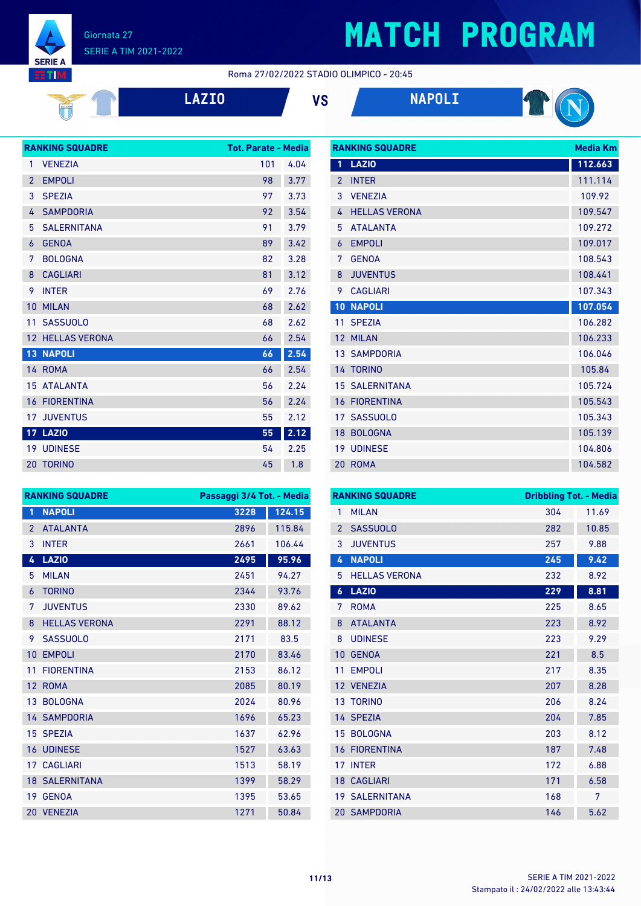# MATCH PROGRAM

Giornata 27

SERIE A TIM 2021-2022

Roma 27/02/2022 STADIO OLIMPICO - 20:45

**LAZIO** VS **NAPOLI**

| RANKING SQUADRE | | Tot. Parate | Media |
|---|---|---|---|
| 1 | VENEZIA | 101 | 4.04 |
| 2 | EMPOLI | 98 | 3.77 |
| 3 | SPEZIA | 97 | 3.73 |
| 4 | SAMPDORIA | 92 | 3.54 |
| 5 | SALERNITANA | 91 | 3.79 |
| 6 | GENOA | 89 | 3.42 |
| 7 | BOLOGNA | 82 | 3.28 |
| 8 | CAGLIARI | 81 | 3.12 |
| 9 | INTER | 69 | 2.76 |
| 10 | MILAN | 68 | 2.62 |
| 11 | SASSUOLO | 68 | 2.62 |
| 12 | HELLAS VERONA | 66 | 2.54 |
| 13 | NAPOLI | 66 | 2.54 |
| 14 | ROMA | 66 | 2.54 |
| 15 | ATALANTA | 56 | 2.24 |
| 16 | FIORENTINA | 56 | 2.24 |
| 17 | JUVENTUS | 55 | 2.12 |
| 17 | LAZIO | 55 | 2.12 |
| 19 | UDINESE | 54 | 2.25 |
| 20 | TORINO | 45 | 1.8 |

| RANKING SQUADRE | | Media Km |
|---|---|---|
| 1 | LAZIO | 112.663 |
| 2 | INTER | 111.114 |
| 3 | VENEZIA | 109.92 |
| 4 | HELLAS VERONA | 109.547 |
| 5 | ATALANTA | 109.272 |
| 6 | EMPOLI | 109.017 |
| 7 | GENOA | 108.543 |
| 8 | JUVENTUS | 108.441 |
| 9 | CAGLIARI | 107.343 |
| 10 | NAPOLI | 107.054 |
| 11 | SPEZIA | 106.282 |
| 12 | MILAN | 106.233 |
| 13 | SAMPDORIA | 106.046 |
| 14 | TORINO | 105.84 |
| 15 | SALERNITANA | 105.724 |
| 16 | FIORENTINA | 105.543 |
| 17 | SASSUOLO | 105.343 |
| 18 | BOLOGNA | 105.139 |
| 19 | UDINESE | 104.806 |
| 20 | ROMA | 104.582 |

| RANKING SQUADRE | | Passaggi 3/4 Tot. | Media |
|---|---|---|---|
| 1 | NAPOLI | 3228 | 124.15 |
| 2 | ATALANTA | 2896 | 115.84 |
| 3 | INTER | 2661 | 106.44 |
| 4 | LAZIO | 2495 | 95.96 |
| 5 | MILAN | 2451 | 94.27 |
| 6 | TORINO | 2344 | 93.76 |
| 7 | JUVENTUS | 2330 | 89.62 |
| 8 | HELLAS VERONA | 2291 | 88.12 |
| 9 | SASSUOLO | 2171 | 83.5 |
| 10 | EMPOLI | 2170 | 83.46 |
| 11 | FIORENTINA | 2153 | 86.12 |
| 12 | ROMA | 2085 | 80.19 |
| 13 | BOLOGNA | 2024 | 80.96 |
| 14 | SAMPDORIA | 1696 | 65.23 |
| 15 | SPEZIA | 1637 | 62.96 |
| 16 | UDINESE | 1527 | 63.63 |
| 17 | CAGLIARI | 1513 | 58.19 |
| 18 | SALERNITANA | 1399 | 58.29 |
| 19 | GENOA | 1395 | 53.65 |
| 20 | VENEZIA | 1271 | 50.84 |

| RANKING SQUADRE | | Dribbling Tot. | Media |
|---|---|---|---|
| 1 | MILAN | 304 | 11.69 |
| 2 | SASSUOLO | 282 | 10.85 |
| 3 | JUVENTUS | 257 | 9.88 |
| 4 | NAPOLI | 245 | 9.42 |
| 5 | HELLAS VERONA | 232 | 8.92 |
| 6 | LAZIO | 229 | 8.81 |
| 7 | ROMA | 225 | 8.65 |
| 8 | ATALANTA | 223 | 8.92 |
| 8 | UDINESE | 223 | 9.29 |
| 10 | GENOA | 221 | 8.5 |
| 11 | EMPOLI | 217 | 8.35 |
| 12 | VENEZIA | 207 | 8.28 |
| 13 | TORINO | 206 | 8.24 |
| 14 | SPEZIA | 204 | 7.85 |
| 15 | BOLOGNA | 203 | 8.12 |
| 16 | FIORENTINA | 187 | 7.48 |
| 17 | INTER | 172 | 6.88 |
| 18 | CAGLIARI | 171 | 6.58 |
| 19 | SALERNITANA | 168 | 7 |
| 20 | SAMPDORIA | 146 | 5.62 |

SERIE A TIM 2021-2022

Stampato il : 24/02/2022 alle 13:43:44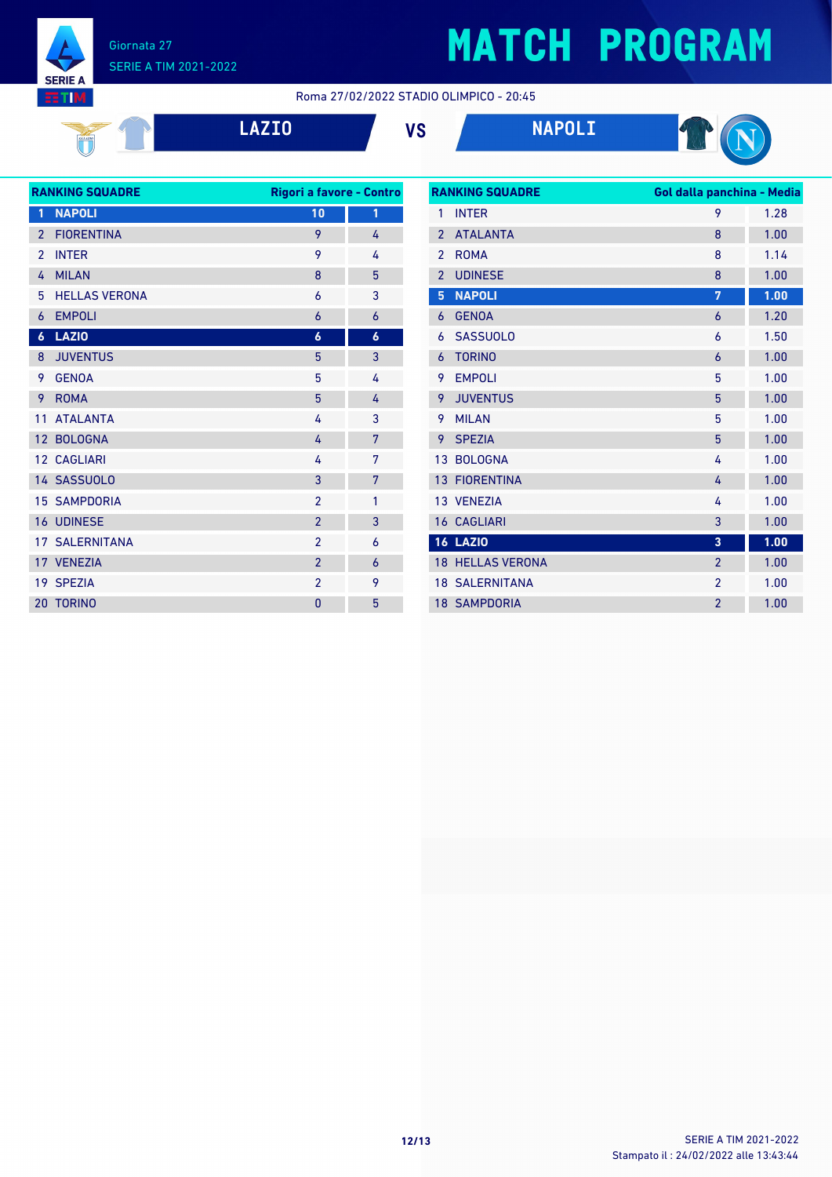# MATCH PROGRAM

Giornata 27
SERIE A TIM 2021-2022

Roma 27/02/2022 STADIO OLIMPICO - 20:45

**LAZIO** VS **NAPOLI**

| RANKING SQUADRE | | Rigori a favore | Contro |
|---|---|---|---|
| 1 | NAPOLI | 10 | 1 |
| 2 | FIORENTINA | 9 | 4 |
| 2 | INTER | 9 | 4 |
| 4 | MILAN | 8 | 5 |
| 5 | HELLAS VERONA | 6 | 3 |
| 6 | EMPOLI | 6 | 6 |
| 6 | LAZIO | 6 | 6 |
| 8 | JUVENTUS | 5 | 3 |
| 9 | GENOA | 5 | 4 |
| 9 | ROMA | 5 | 4 |
| 11 | ATALANTA | 4 | 3 |
| 12 | BOLOGNA | 4 | 7 |
| 12 | CAGLIARI | 4 | 7 |
| 14 | SASSUOLO | 3 | 7 |
| 15 | SAMPDORIA | 2 | 1 |
| 16 | UDINESE | 2 | 3 |
| 17 | SALERNITANA | 2 | 6 |
| 17 | VENEZIA | 2 | 6 |
| 19 | SPEZIA | 2 | 9 |
| 20 | TORINO | 0 | 5 |

| RANKING SQUADRE | | Gol dalla panchina | Media |
|---|---|---|---|
| 1 | INTER | 9 | 1.28 |
| 2 | ATALANTA | 8 | 1.00 |
| 2 | ROMA | 8 | 1.14 |
| 2 | UDINESE | 8 | 1.00 |
| 5 | NAPOLI | 7 | 1.00 |
| 6 | GENOA | 6 | 1.20 |
| 6 | SASSUOLO | 6 | 1.50 |
| 6 | TORINO | 6 | 1.00 |
| 9 | EMPOLI | 5 | 1.00 |
| 9 | JUVENTUS | 5 | 1.00 |
| 9 | MILAN | 5 | 1.00 |
| 9 | SPEZIA | 5 | 1.00 |
| 13 | BOLOGNA | 4 | 1.00 |
| 13 | FIORENTINA | 4 | 1.00 |
| 13 | VENEZIA | 4 | 1.00 |
| 16 | CAGLIARI | 3 | 1.00 |
| 16 | LAZIO | 3 | 1.00 |
| 18 | HELLAS VERONA | 2 | 1.00 |
| 18 | SALERNITANA | 2 | 1.00 |
| 18 | SAMPDORIA | 2 | 1.00 |

SERIE A TIM 2021-2022
Stampato il : 24/02/2022 alle 13:43:44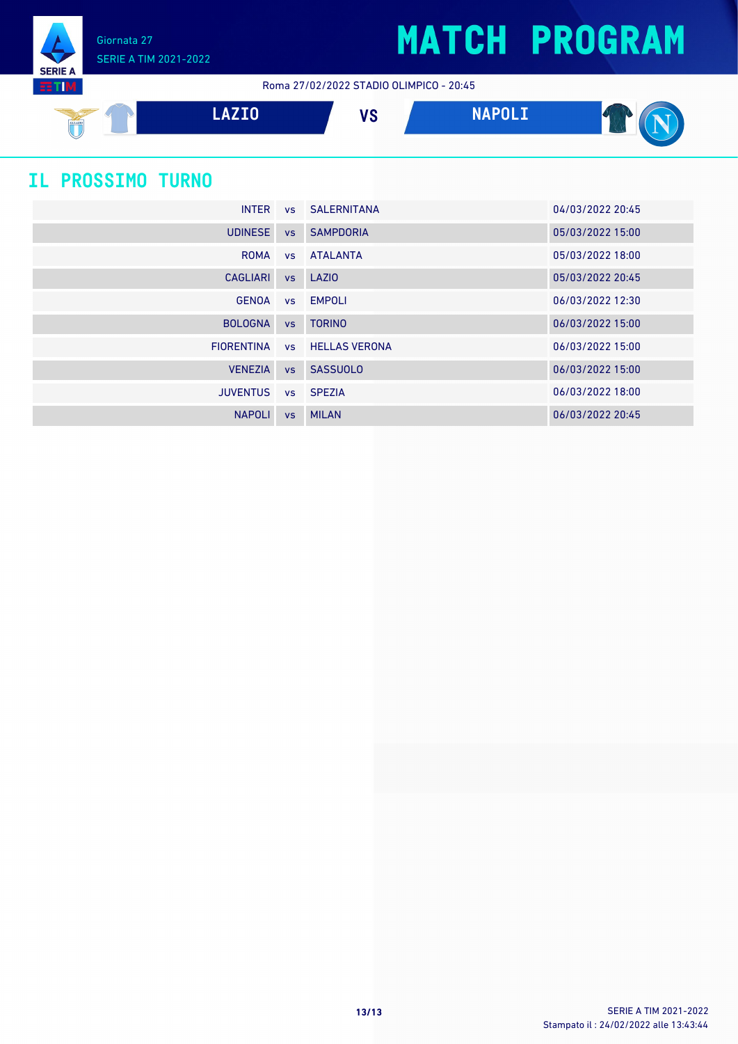Giornata 27
SERIE A TIM 2021-2022

# MATCH PROGRAM

Roma 27/02/2022 STADIO OLIMPICO - 20:45

**LAZIO** VS **NAPOLI**

## IL PROSSIMO TURNO

| | | | |
|---|---|---|---|
| INTER | vs | SALERNITANA | 04/03/2022 20:45 |
| UDINESE | vs | SAMPDORIA | 05/03/2022 15:00 |
| ROMA | vs | ATALANTA | 05/03/2022 18:00 |
| CAGLIARI | vs | LAZIO | 05/03/2022 20:45 |
| GENOA | vs | EMPOLI | 06/03/2022 12:30 |
| BOLOGNA | vs | TORINO | 06/03/2022 15:00 |
| FIORENTINA | vs | HELLAS VERONA | 06/03/2022 15:00 |
| VENEZIA | vs | SASSUOLO | 06/03/2022 15:00 |
| JUVENTUS | vs | SPEZIA | 06/03/2022 18:00 |
| NAPOLI | vs | MILAN | 06/03/2022 20:45 |

SERIE A TIM 2021-2022
Stampato il : 24/02/2022 alle 13:43:44